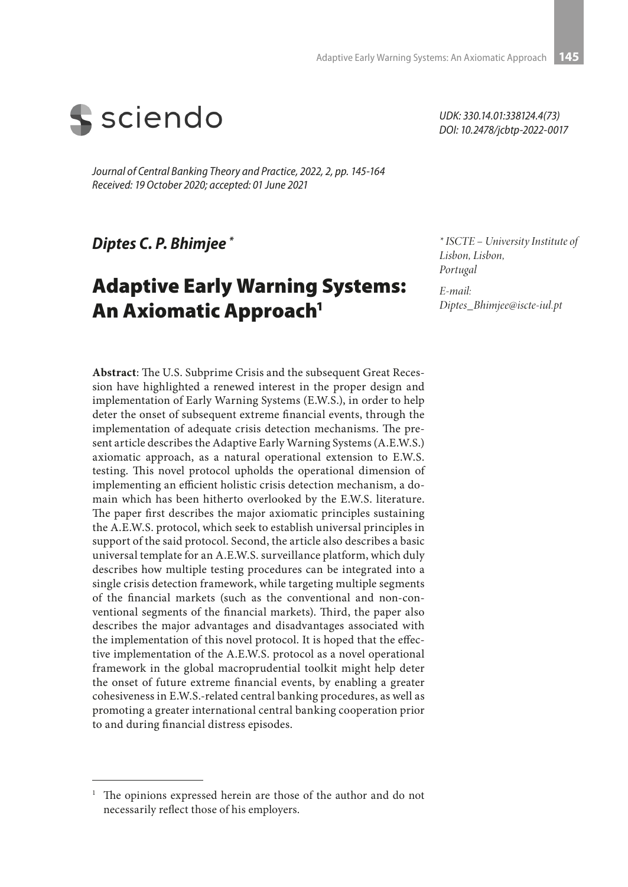UDK: 330.14.01:338124.4(73)
DOI: 10.2478/jcbtp-2022-0017

*Journal of Central Banking Theory and Practice, 2022, 2, pp. 145-164*
*Received: 19 October 2020; accepted: 01 June 2021*

***Diptes C. P. Bhimjee*** [*]

*[*] ISCTE – University Institute of Lisbon, Lisbon, Portugal*

*E-mail: Diptes_Bhimjee@iscte-iul.pt*

# Adaptive Early Warning Systems: An Axiomatic Approach[1]

**Abstract**: The U.S. Subprime Crisis and the subsequent Great Recession have highlighted a renewed interest in the proper design and implementation of Early Warning Systems (E.W.S.), in order to help deter the onset of subsequent extreme financial events, through the implementation of adequate crisis detection mechanisms. The present article describes the Adaptive Early Warning Systems (A.E.W.S.) axiomatic approach, as a natural operational extension to E.W.S. testing. This novel protocol upholds the operational dimension of implementing an efficient holistic crisis detection mechanism, a domain which has been hitherto overlooked by the E.W.S. literature. The paper first describes the major axiomatic principles sustaining the A.E.W.S. protocol, which seek to establish universal principles in support of the said protocol. Second, the article also describes a basic universal template for an A.E.W.S. surveillance platform, which duly describes how multiple testing procedures can be integrated into a single crisis detection framework, while targeting multiple segments of the financial markets (such as the conventional and non-conventional segments of the financial markets). Third, the paper also describes the major advantages and disadvantages associated with the implementation of this novel protocol. It is hoped that the effective implementation of the A.E.W.S. protocol as a novel operational framework in the global macroprudential toolkit might help deter the onset of future extreme financial events, by enabling a greater cohesiveness in E.W.S.-related central banking procedures, as well as promoting a greater international central banking cooperation prior to and during financial distress episodes.

[1] The opinions expressed herein are those of the author and do not necessarily reflect those of his employers.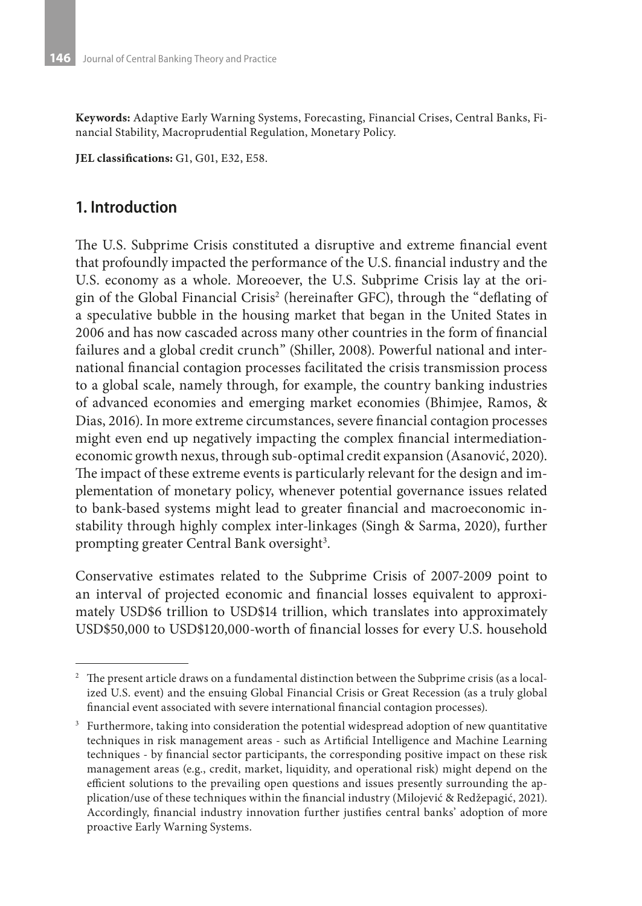**Keywords:** Adaptive Early Warning Systems, Forecasting, Financial Crises, Central Banks, Financial Stability, Macroprudential Regulation, Monetary Policy.

**JEL classifications:** G1, G01, E32, E58.

## 1. Introduction

The U.S. Subprime Crisis constituted a disruptive and extreme financial event that profoundly impacted the performance of the U.S. financial industry and the U.S. economy as a whole. Moreoever, the U.S. Subprime Crisis lay at the origin of the Global Financial Crisis[2] (hereinafter GFC), through the "deflating of a speculative bubble in the housing market that began in the United States in 2006 and has now cascaded across many other countries in the form of financial failures and a global credit crunch" (Shiller, 2008). Powerful national and international financial contagion processes facilitated the crisis transmission process to a global scale, namely through, for example, the country banking industries of advanced economies and emerging market economies (Bhimjee, Ramos, & Dias, 2016). In more extreme circumstances, severe financial contagion processes might even end up negatively impacting the complex financial intermediation-economic growth nexus, through sub-optimal credit expansion (Asanović, 2020). The impact of these extreme events is particularly relevant for the design and implementation of monetary policy, whenever potential governance issues related to bank-based systems might lead to greater financial and macroeconomic instability through highly complex inter-linkages (Singh & Sarma, 2020), further prompting greater Central Bank oversight[3].

Conservative estimates related to the Subprime Crisis of 2007-2009 point to an interval of projected economic and financial losses equivalent to approximately USD$6 trillion to USD$14 trillion, which translates into approximately USD$50,000 to USD$120,000-worth of financial losses for every U.S. household

---

[2] The present article draws on a fundamental distinction between the Subprime crisis (as a localized U.S. event) and the ensuing Global Financial Crisis or Great Recession (as a truly global financial event associated with severe international financial contagion processes).

[3] Furthermore, taking into consideration the potential widespread adoption of new quantitative techniques in risk management areas - such as Artificial Intelligence and Machine Learning techniques - by financial sector participants, the corresponding positive impact on these risk management areas (e.g., credit, market, liquidity, and operational risk) might depend on the efficient solutions to the prevailing open questions and issues presently surrounding the application/use of these techniques within the financial industry (Milojević & Redžepagić, 2021). Accordingly, financial industry innovation further justifies central banks' adoption of more proactive Early Warning Systems.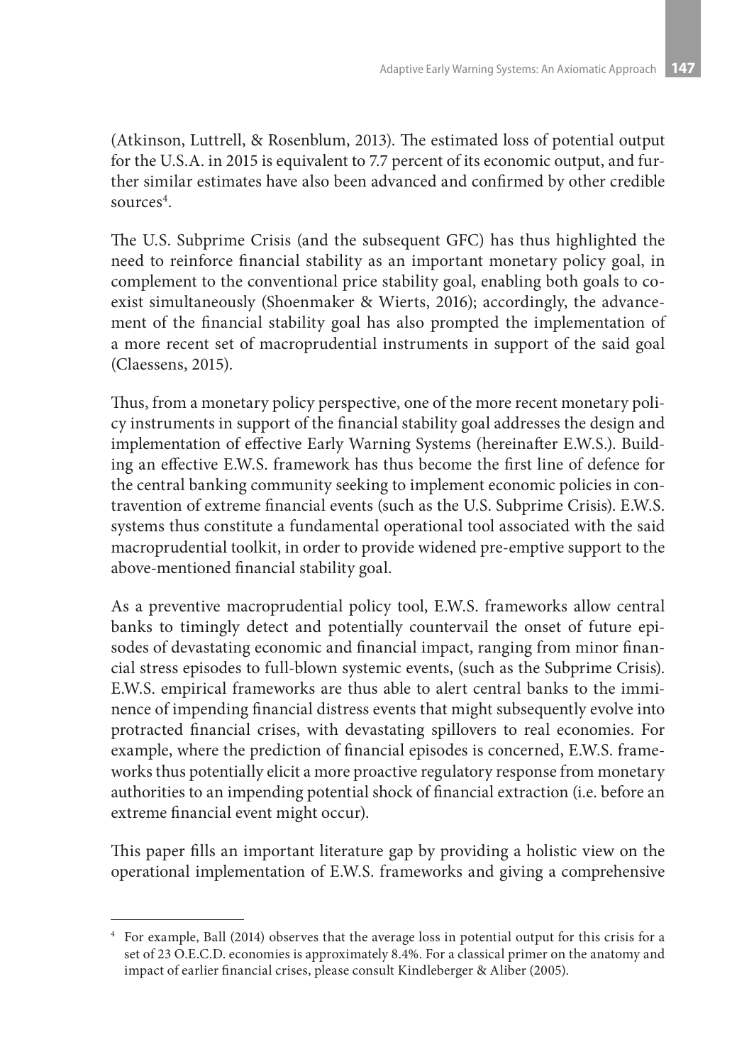(Atkinson, Luttrell, & Rosenblum, 2013). The estimated loss of potential output for the U.S.A. in 2015 is equivalent to 7.7 percent of its economic output, and further similar estimates have also been advanced and confirmed by other credible sources[4].

The U.S. Subprime Crisis (and the subsequent GFC) has thus highlighted the need to reinforce financial stability as an important monetary policy goal, in complement to the conventional price stability goal, enabling both goals to coexist simultaneously (Shoenmaker & Wierts, 2016); accordingly, the advancement of the financial stability goal has also prompted the implementation of a more recent set of macroprudential instruments in support of the said goal (Claessens, 2015).

Thus, from a monetary policy perspective, one of the more recent monetary policy instruments in support of the financial stability goal addresses the design and implementation of effective Early Warning Systems (hereinafter E.W.S.). Building an effective E.W.S. framework has thus become the first line of defence for the central banking community seeking to implement economic policies in contravention of extreme financial events (such as the U.S. Subprime Crisis). E.W.S. systems thus constitute a fundamental operational tool associated with the said macroprudential toolkit, in order to provide widened pre-emptive support to the above-mentioned financial stability goal.

As a preventive macroprudential policy tool, E.W.S. frameworks allow central banks to timingly detect and potentially countervail the onset of future episodes of devastating economic and financial impact, ranging from minor financial stress episodes to full-blown systemic events, (such as the Subprime Crisis). E.W.S. empirical frameworks are thus able to alert central banks to the imminence of impending financial distress events that might subsequently evolve into protracted financial crises, with devastating spillovers to real economies. For example, where the prediction of financial episodes is concerned, E.W.S. frameworks thus potentially elicit a more proactive regulatory response from monetary authorities to an impending potential shock of financial extraction (i.e. before an extreme financial event might occur).

This paper fills an important literature gap by providing a holistic view on the operational implementation of E.W.S. frameworks and giving a comprehensive

---

[4] For example, Ball (2014) observes that the average loss in potential output for this crisis for a set of 23 O.E.C.D. economies is approximately 8.4%. For a classical primer on the anatomy and impact of earlier financial crises, please consult Kindleberger & Aliber (2005).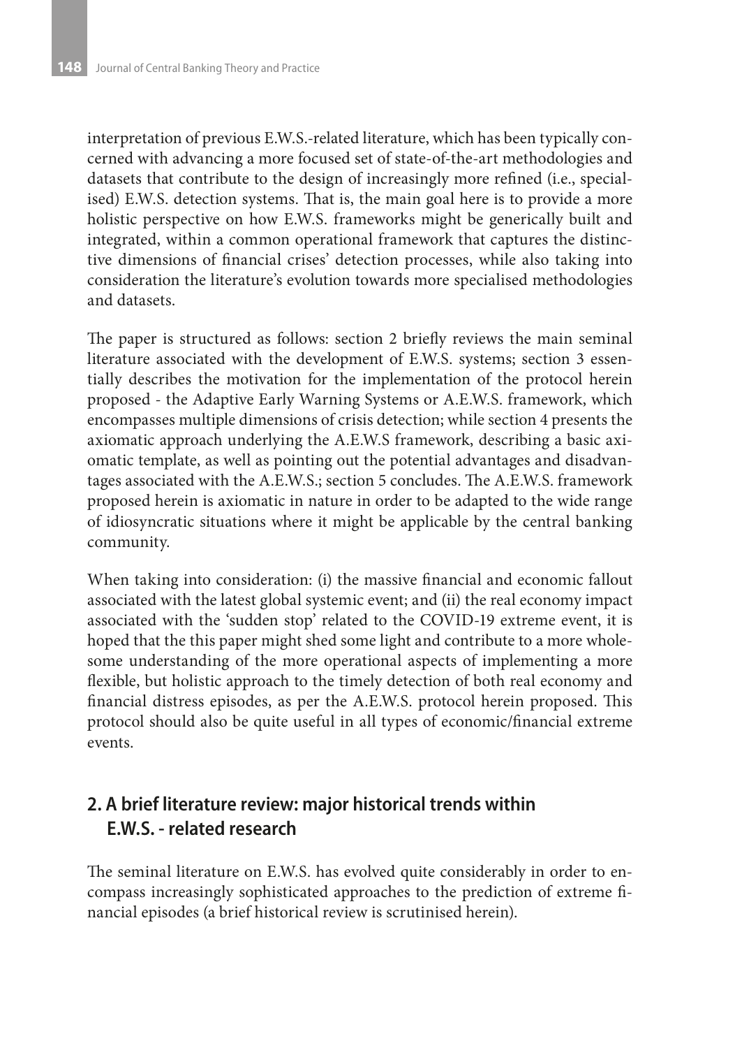interpretation of previous E.W.S.-related literature, which has been typically concerned with advancing a more focused set of state-of-the-art methodologies and datasets that contribute to the design of increasingly more refined (i.e., specialised) E.W.S. detection systems. That is, the main goal here is to provide a more holistic perspective on how E.W.S. frameworks might be generically built and integrated, within a common operational framework that captures the distinctive dimensions of financial crises' detection processes, while also taking into consideration the literature's evolution towards more specialised methodologies and datasets.

The paper is structured as follows: section 2 briefly reviews the main seminal literature associated with the development of E.W.S. systems; section 3 essentially describes the motivation for the implementation of the protocol herein proposed - the Adaptive Early Warning Systems or A.E.W.S. framework, which encompasses multiple dimensions of crisis detection; while section 4 presents the axiomatic approach underlying the A.E.W.S framework, describing a basic axiomatic template, as well as pointing out the potential advantages and disadvantages associated with the A.E.W.S.; section 5 concludes. The A.E.W.S. framework proposed herein is axiomatic in nature in order to be adapted to the wide range of idiosyncratic situations where it might be applicable by the central banking community.

When taking into consideration: (i) the massive financial and economic fallout associated with the latest global systemic event; and (ii) the real economy impact associated with the 'sudden stop' related to the COVID-19 extreme event, it is hoped that the this paper might shed some light and contribute to a more wholesome understanding of the more operational aspects of implementing a more flexible, but holistic approach to the timely detection of both real economy and financial distress episodes, as per the A.E.W.S. protocol herein proposed. This protocol should also be quite useful in all types of economic/financial extreme events.

## 2. A brief literature review: major historical trends within E.W.S. - related research

The seminal literature on E.W.S. has evolved quite considerably in order to encompass increasingly sophisticated approaches to the prediction of extreme financial episodes (a brief historical review is scrutinised herein).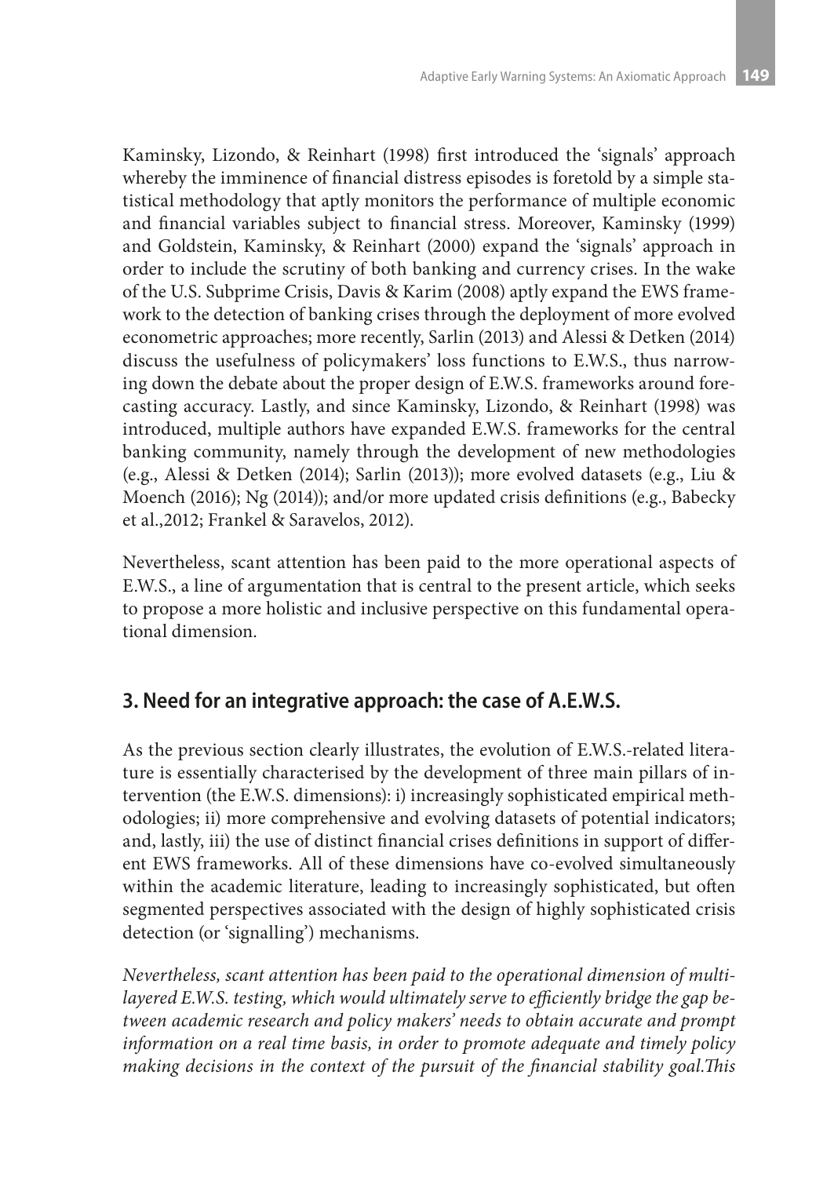Kaminsky, Lizondo, & Reinhart (1998) first introduced the 'signals' approach whereby the imminence of financial distress episodes is foretold by a simple statistical methodology that aptly monitors the performance of multiple economic and financial variables subject to financial stress. Moreover, Kaminsky (1999) and Goldstein, Kaminsky, & Reinhart (2000) expand the 'signals' approach in order to include the scrutiny of both banking and currency crises. In the wake of the U.S. Subprime Crisis, Davis & Karim (2008) aptly expand the EWS framework to the detection of banking crises through the deployment of more evolved econometric approaches; more recently, Sarlin (2013) and Alessi & Detken (2014) discuss the usefulness of policymakers' loss functions to E.W.S., thus narrowing down the debate about the proper design of E.W.S. frameworks around forecasting accuracy. Lastly, and since Kaminsky, Lizondo, & Reinhart (1998) was introduced, multiple authors have expanded E.W.S. frameworks for the central banking community, namely through the development of new methodologies (e.g., Alessi & Detken (2014); Sarlin (2013)); more evolved datasets (e.g., Liu & Moench (2016); Ng (2014)); and/or more updated crisis definitions (e.g., Babecky et al.,2012; Frankel & Saravelos, 2012).

Nevertheless, scant attention has been paid to the more operational aspects of E.W.S., a line of argumentation that is central to the present article, which seeks to propose a more holistic and inclusive perspective on this fundamental operational dimension.

## 3. Need for an integrative approach: the case of A.E.W.S.

As the previous section clearly illustrates, the evolution of E.W.S.-related literature is essentially characterised by the development of three main pillars of intervention (the E.W.S. dimensions): i) increasingly sophisticated empirical methodologies; ii) more comprehensive and evolving datasets of potential indicators; and, lastly, iii) the use of distinct financial crises definitions in support of different EWS frameworks. All of these dimensions have co-evolved simultaneously within the academic literature, leading to increasingly sophisticated, but often segmented perspectives associated with the design of highly sophisticated crisis detection (or 'signalling') mechanisms.

*Nevertheless, scant attention has been paid to the operational dimension of multi-layered E.W.S. testing, which would ultimately serve to efficiently bridge the gap between academic research and policy makers' needs to obtain accurate and prompt information on a real time basis, in order to promote adequate and timely policy making decisions in the context of the pursuit of the financial stability goal.This*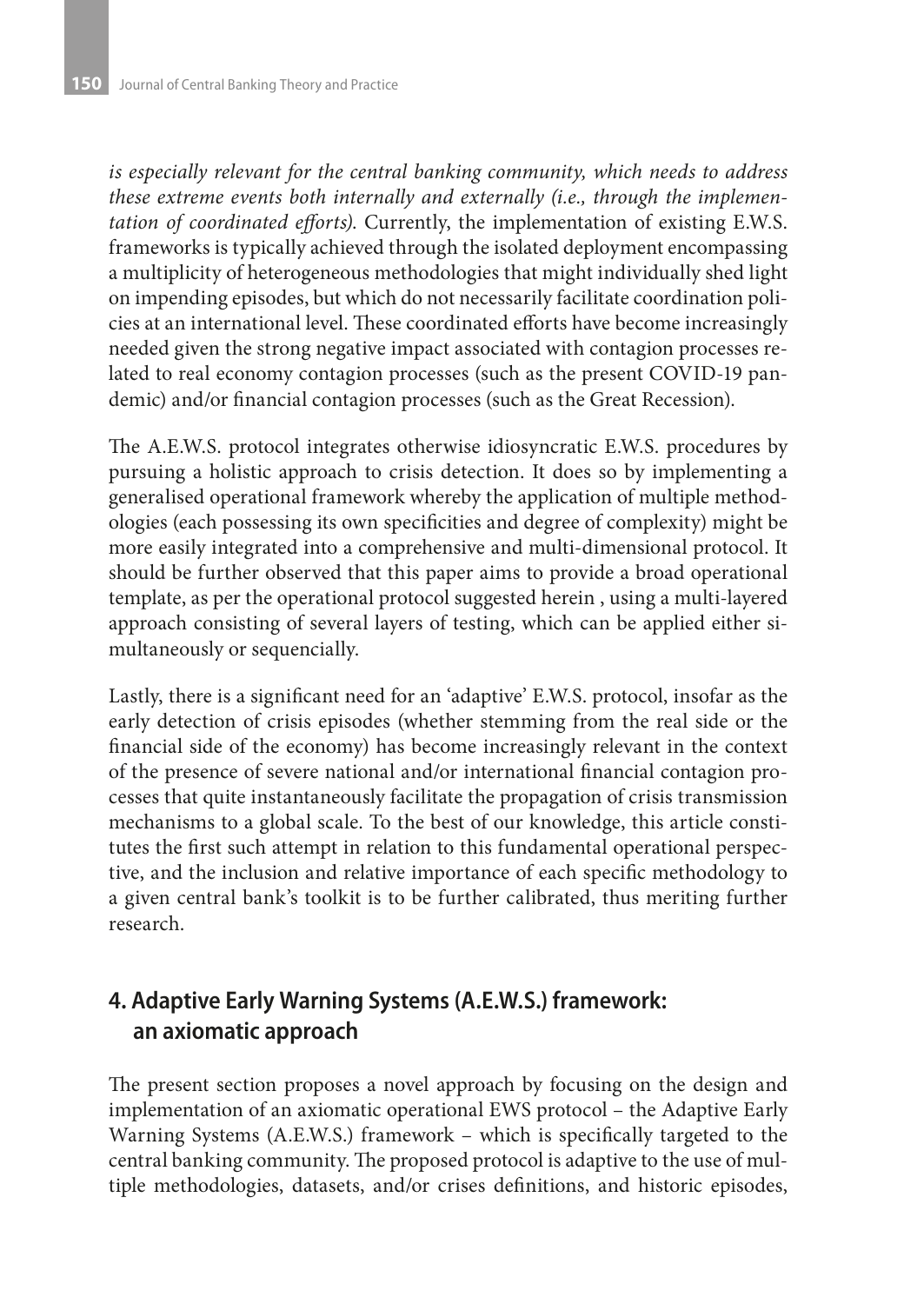*is especially relevant for the central banking community, which needs to address these extreme events both internally and externally (i.e., through the implementation of coordinated efforts).* Currently, the implementation of existing E.W.S. frameworks is typically achieved through the isolated deployment encompassing a multiplicity of heterogeneous methodologies that might individually shed light on impending episodes, but which do not necessarily facilitate coordination policies at an international level. These coordinated efforts have become increasingly needed given the strong negative impact associated with contagion processes related to real economy contagion processes (such as the present COVID-19 pandemic) and/or financial contagion processes (such as the Great Recession).

The A.E.W.S. protocol integrates otherwise idiosyncratic E.W.S. procedures by pursuing a holistic approach to crisis detection. It does so by implementing a generalised operational framework whereby the application of multiple methodologies (each possessing its own specificities and degree of complexity) might be more easily integrated into a comprehensive and multi-dimensional protocol. It should be further observed that this paper aims to provide a broad operational template, as per the operational protocol suggested herein , using a multi-layered approach consisting of several layers of testing, which can be applied either simultaneously or sequencially.

Lastly, there is a significant need for an 'adaptive' E.W.S. protocol, insofar as the early detection of crisis episodes (whether stemming from the real side or the financial side of the economy) has become increasingly relevant in the context of the presence of severe national and/or international financial contagion processes that quite instantaneously facilitate the propagation of crisis transmission mechanisms to a global scale. To the best of our knowledge, this article constitutes the first such attempt in relation to this fundamental operational perspective, and the inclusion and relative importance of each specific methodology to a given central bank's toolkit is to be further calibrated, thus meriting further research.

## 4. Adaptive Early Warning Systems (A.E.W.S.) framework: an axiomatic approach

The present section proposes a novel approach by focusing on the design and implementation of an axiomatic operational EWS protocol – the Adaptive Early Warning Systems (A.E.W.S.) framework – which is specifically targeted to the central banking community. The proposed protocol is adaptive to the use of multiple methodologies, datasets, and/or crises definitions, and historic episodes,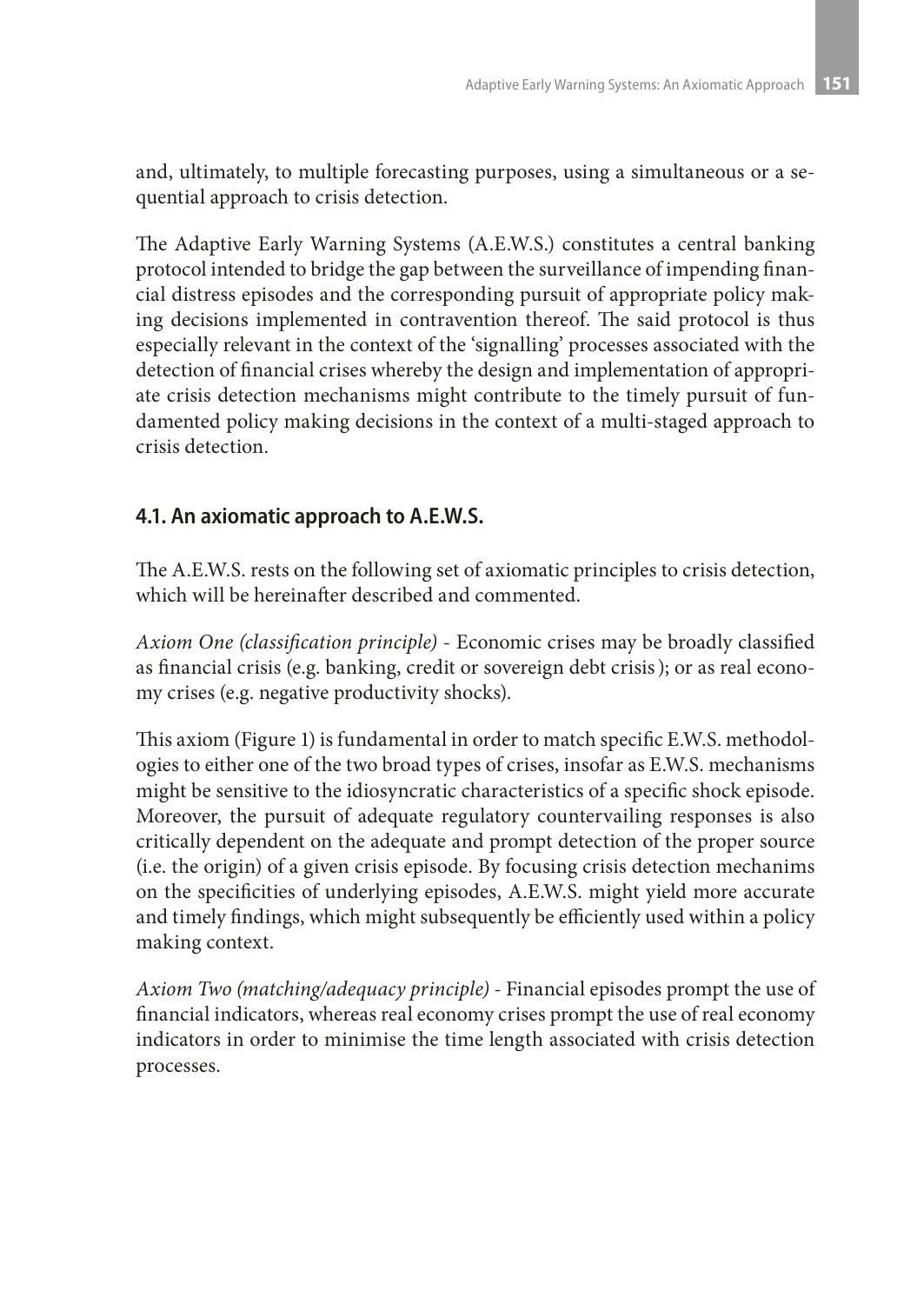and, ultimately, to multiple forecasting purposes, using a simultaneous or a sequential approach to crisis detection.

The Adaptive Early Warning Systems (A.E.W.S.) constitutes a central banking protocol intended to bridge the gap between the surveillance of impending financial distress episodes and the corresponding pursuit of appropriate policy making decisions implemented in contravention thereof. The said protocol is thus especially relevant in the context of the 'signalling' processes associated with the detection of financial crises whereby the design and implementation of appropriate crisis detection mechanisms might contribute to the timely pursuit of fundamented policy making decisions in the context of a multi-staged approach to crisis detection.

## 4.1. An axiomatic approach to A.E.W.S.

The A.E.W.S. rests on the following set of axiomatic principles to crisis detection, which will be hereinafter described and commented.

*Axiom One (classification principle)* - Economic crises may be broadly classified as financial crisis (e.g. banking, credit or sovereign debt crisis ); or as real economy crises (e.g. negative productivity shocks).

This axiom (Figure 1) is fundamental in order to match specific E.W.S. methodologies to either one of the two broad types of crises, insofar as E.W.S. mechanisms might be sensitive to the idiosyncratic characteristics of a specific shock episode. Moreover, the pursuit of adequate regulatory countervailing responses is also critically dependent on the adequate and prompt detection of the proper source (i.e. the origin) of a given crisis episode. By focusing crisis detection mechanims on the specificities of underlying episodes, A.E.W.S. might yield more accurate and timely findings, which might subsequently be efficiently used within a policy making context.

*Axiom Two (matching/adequacy principle)* - Financial episodes prompt the use of financial indicators, whereas real economy crises prompt the use of real economy indicators in order to minimise the time length associated with crisis detection processes.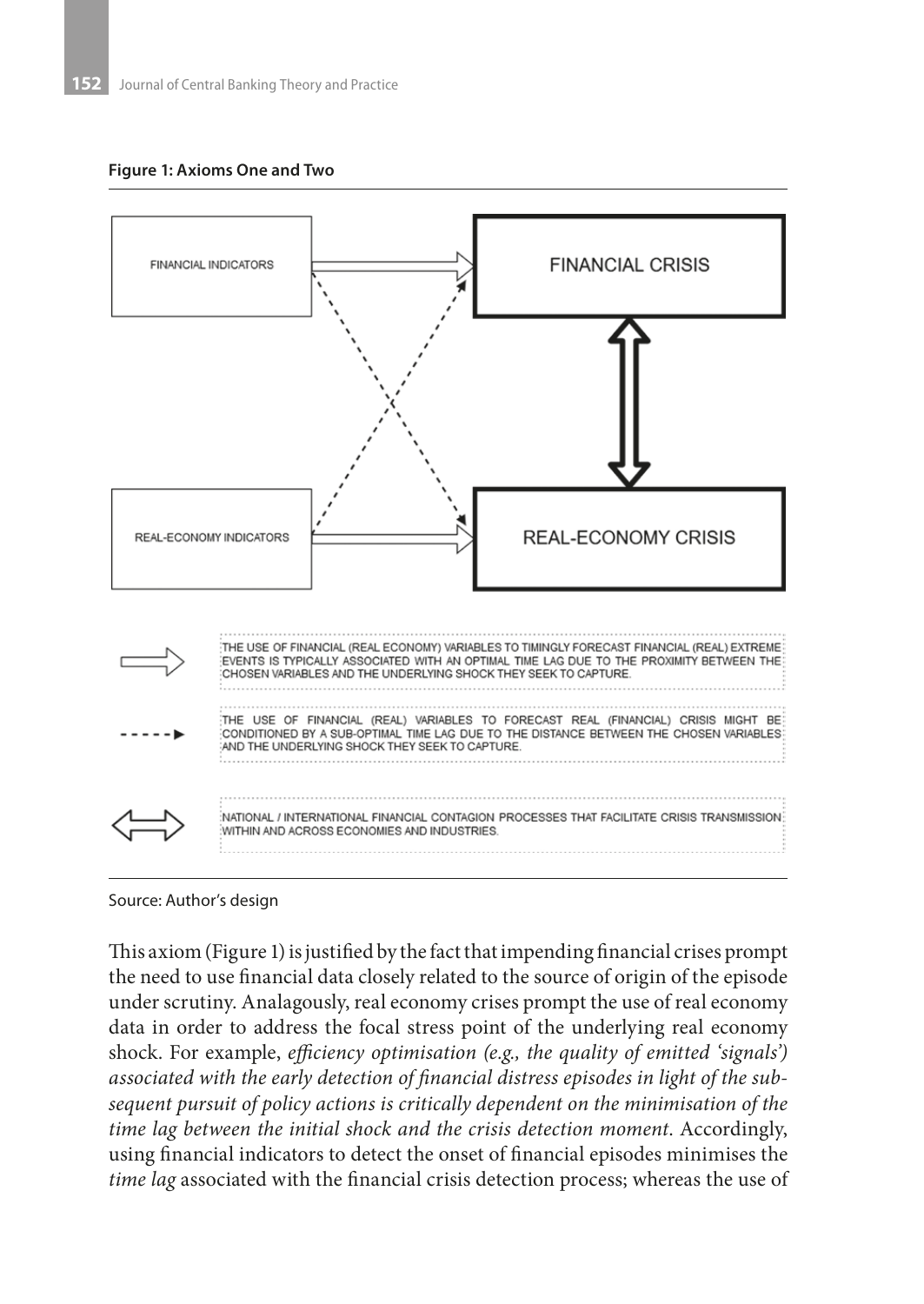**Figure 1: Axioms One and Two**

FINANCIAL INDICATORS

FINANCIAL CRISIS

REAL-ECONOMY INDICATORS

REAL-ECONOMY CRISIS

THE USE OF FINANCIAL (REAL ECONOMY) VARIABLES TO TIMINGLY FORECAST FINANCIAL (REAL) EXTREME EVENTS IS TYPICALLY ASSOCIATED WITH AN OPTIMAL TIME LAG DUE TO THE PROXIMITY BETWEEN THE CHOSEN VARIABLES AND THE UNDERLYING SHOCK THEY SEEK TO CAPTURE.

THE USE OF FINANCIAL (REAL) VARIABLES TO FORECAST REAL (FINANCIAL) CRISIS MIGHT BE CONDITIONED BY A SUB-OPTIMAL TIME LAG DUE TO THE DISTANCE BETWEEN THE CHOSEN VARIABLES AND THE UNDERLYING SHOCK THEY SEEK TO CAPTURE.

NATIONAL / INTERNATIONAL FINANCIAL CONTAGION PROCESSES THAT FACILITATE CRISIS TRANSMISSION WITHIN AND ACROSS ECONOMIES AND INDUSTRIES.

Source: Author's design

This axiom (Figure 1) is justified by the fact that impending financial crises prompt the need to use financial data closely related to the source of origin of the episode under scrutiny. Analagously, real economy crises prompt the use of real economy data in order to address the focal stress point of the underlying real economy shock. For example, *efficiency optimisation (e.g., the quality of emitted 'signals') associated with the early detection of financial distress episodes in light of the subsequent pursuit of policy actions is critically dependent on the minimisation of the time lag between the initial shock and the crisis detection moment*. Accordingly, using financial indicators to detect the onset of financial episodes minimises the *time lag* associated with the financial crisis detection process; whereas the use of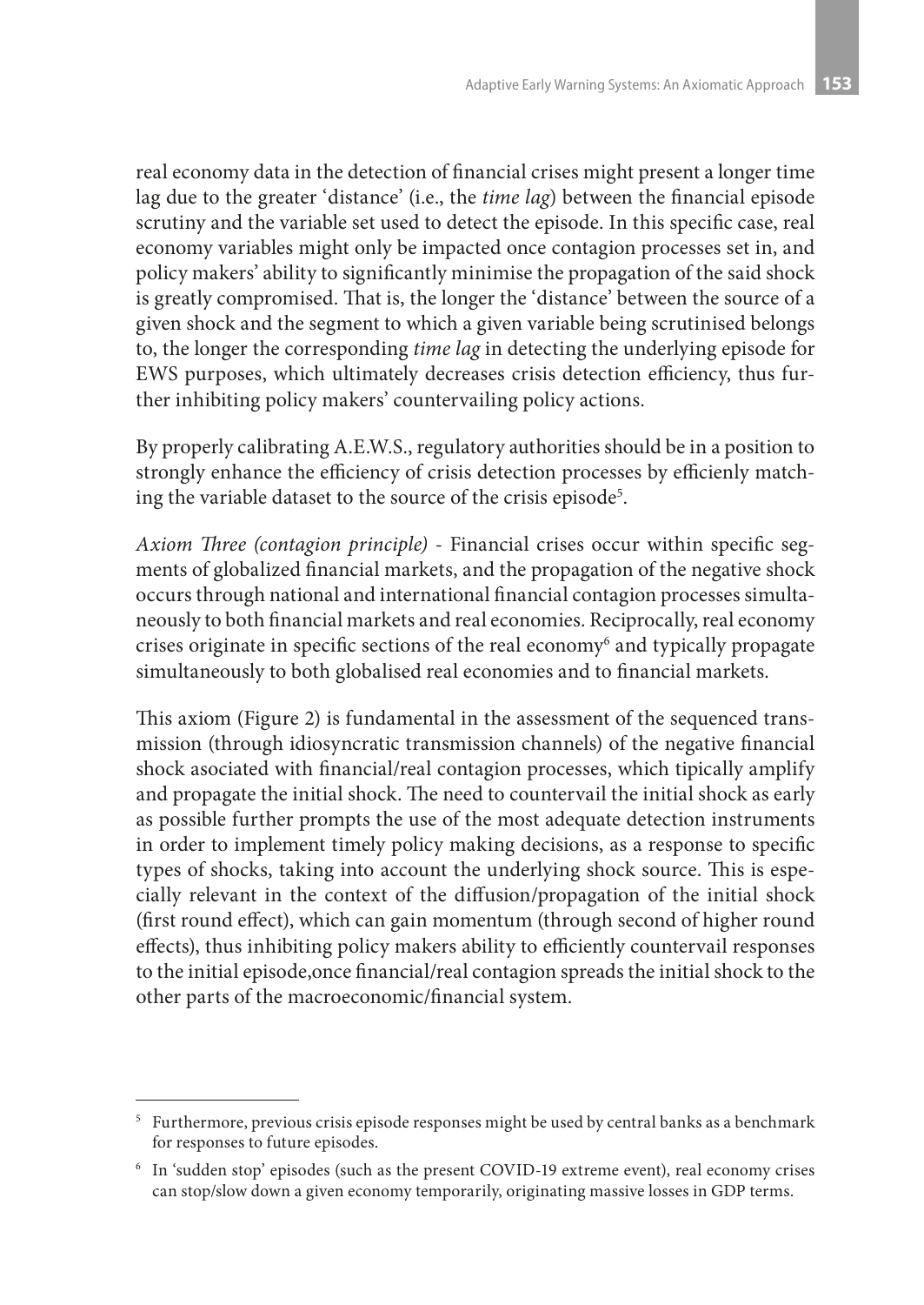real economy data in the detection of financial crises might present a longer time lag due to the greater 'distance' (i.e., the *time lag*) between the financial episode scrutiny and the variable set used to detect the episode. In this specific case, real economy variables might only be impacted once contagion processes set in, and policy makers' ability to significantly minimise the propagation of the said shock is greatly compromised. That is, the longer the 'distance' between the source of a given shock and the segment to which a given variable being scrutinised belongs to, the longer the corresponding *time lag* in detecting the underlying episode for EWS purposes, which ultimately decreases crisis detection efficiency, thus further inhibiting policy makers' countervailing policy actions.

By properly calibrating A.E.W.S., regulatory authorities should be in a position to strongly enhance the efficiency of crisis detection processes by efficienly matching the variable dataset to the source of the crisis episode[5].

*Axiom Three (contagion principle)* - Financial crises occur within specific segments of globalized financial markets, and the propagation of the negative shock occurs through national and international financial contagion processes simultaneously to both financial markets and real economies. Reciprocally, real economy crises originate in specific sections of the real economy[6] and typically propagate simultaneously to both globalised real economies and to financial markets.

This axiom (Figure 2) is fundamental in the assessment of the sequenced transmission (through idiosyncratic transmission channels) of the negative financial shock asociated with financial/real contagion processes, which tipically amplify and propagate the initial shock. The need to countervail the initial shock as early as possible further prompts the use of the most adequate detection instruments in order to implement timely policy making decisions, as a response to specific types of shocks, taking into account the underlying shock source. This is especially relevant in the context of the diffusion/propagation of the initial shock (first round effect), which can gain momentum (through second of higher round effects), thus inhibiting policy makers ability to efficiently countervail responses to the initial episode,once financial/real contagion spreads the initial shock to the other parts of the macroeconomic/financial system.

[5] Furthermore, previous crisis episode responses might be used by central banks as a benchmark for responses to future episodes.

[6] In 'sudden stop' episodes (such as the present COVID-19 extreme event), real economy crises can stop/slow down a given economy temporarily, originating massive losses in GDP terms.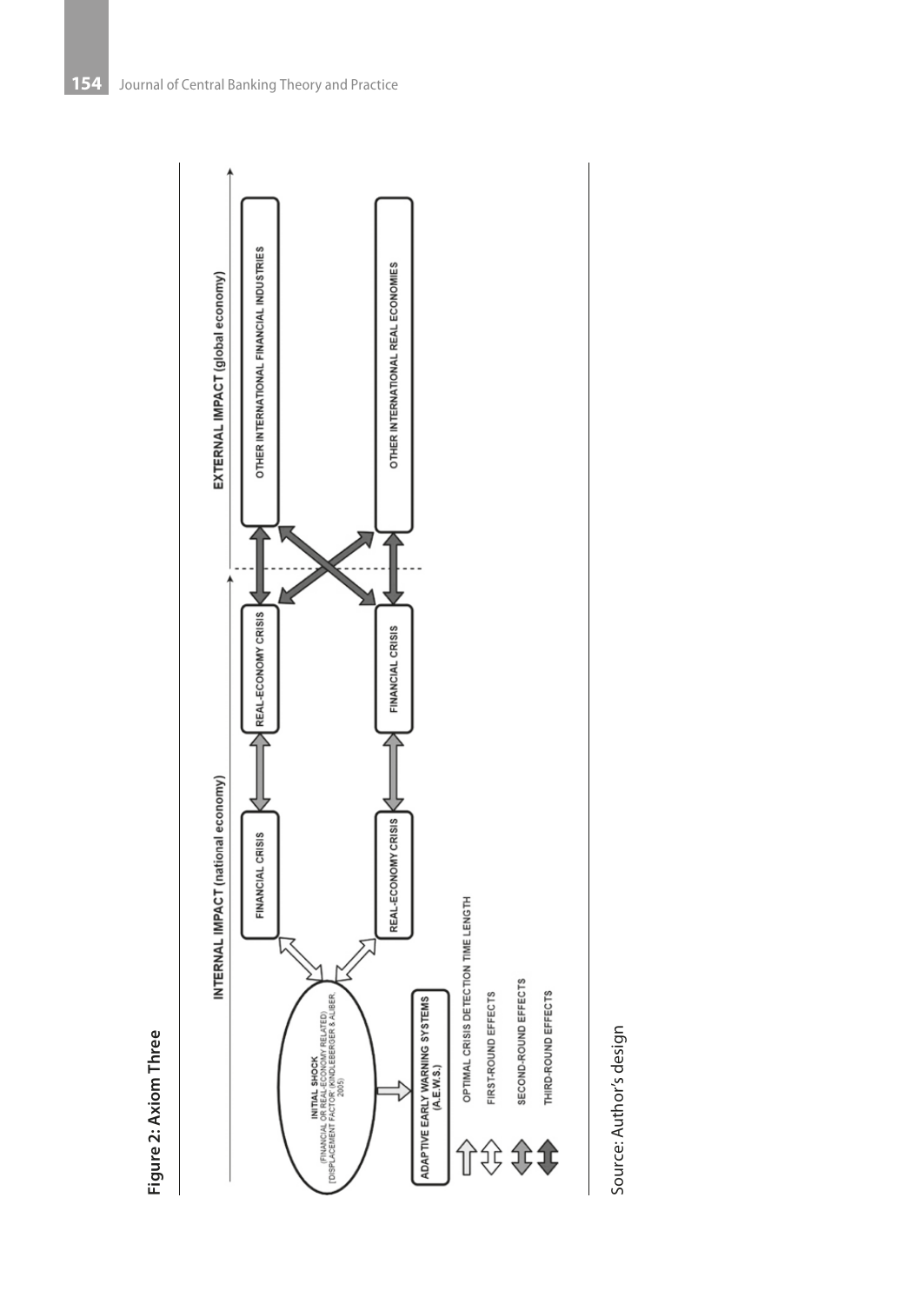**Figure 2: Axiom Three**

INTERNAL IMPACT (national economy)

EXTERNAL IMPACT (global economy)

INITIAL SHOCK
(FINANCIAL OR REAL-ECONOMY RELATED)
[DISPLACEMENT FACTOR (KINDLEBERGER & ALIBER, 2005)]

FINANCIAL CRISIS

REAL-ECONOMY CRISIS

REAL-ECONOMY CRISIS

FINANCIAL CRISIS

OTHER INTERNATIONAL FINANCIAL INDUSTRIES

OTHER INTERNATIONAL REAL ECONOMIES

ADAPTIVE EARLY WARNING SYSTEMS
(A.E.W.S.)

OPTIMAL CRISIS DETECTION TIME LENGTH

FIRST-ROUND EFFECTS

SECOND-ROUND EFFECTS

THIRD-ROUND EFFECTS

Source: Author's design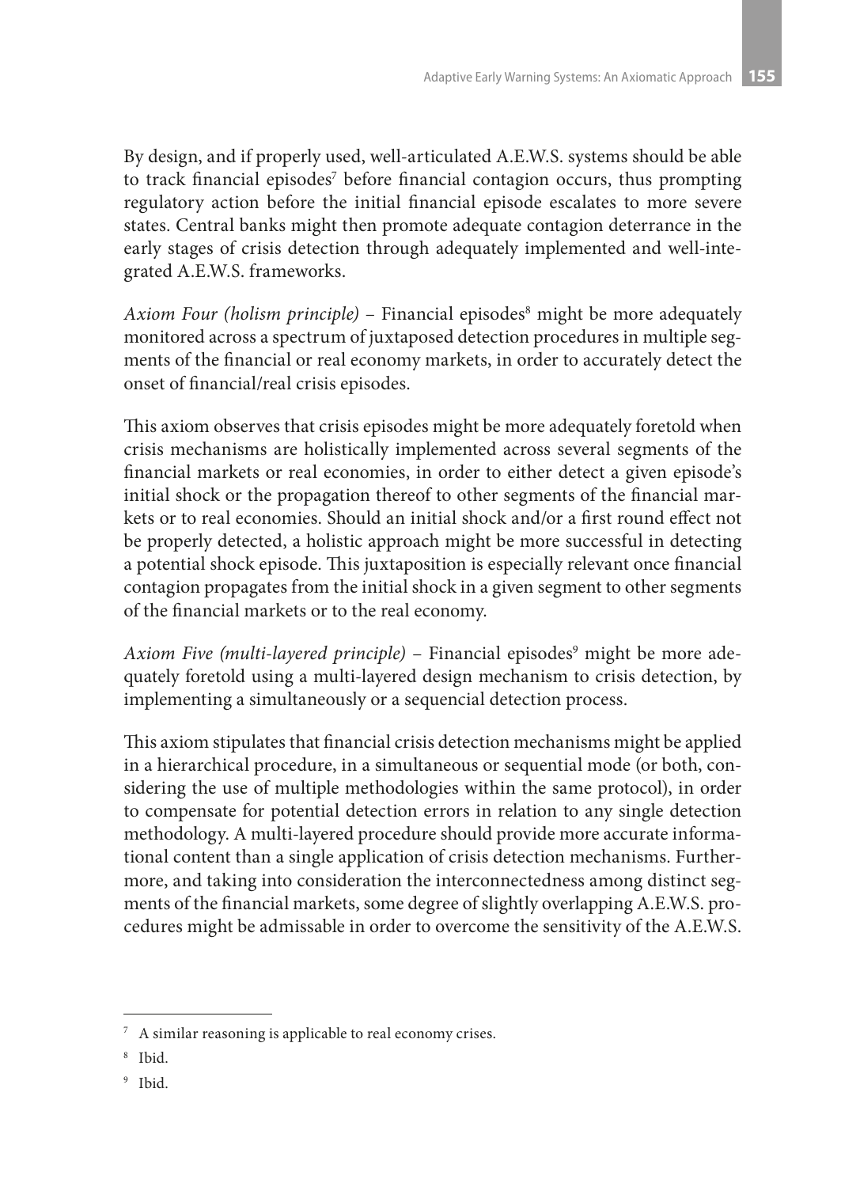By design, and if properly used, well-articulated A.E.W.S. systems should be able to track financial episodes[7] before financial contagion occurs, thus prompting regulatory action before the initial financial episode escalates to more severe states. Central banks might then promote adequate contagion deterrance in the early stages of crisis detection through adequately implemented and well-integrated A.E.W.S. frameworks.

*Axiom Four (holism principle)* – Financial episodes[8] might be more adequately monitored across a spectrum of juxtaposed detection procedures in multiple segments of the financial or real economy markets, in order to accurately detect the onset of financial/real crisis episodes.

This axiom observes that crisis episodes might be more adequately foretold when crisis mechanisms are holistically implemented across several segments of the financial markets or real economies, in order to either detect a given episode's initial shock or the propagation thereof to other segments of the financial markets or to real economies. Should an initial shock and/or a first round effect not be properly detected, a holistic approach might be more successful in detecting a potential shock episode. This juxtaposition is especially relevant once financial contagion propagates from the initial shock in a given segment to other segments of the financial markets or to the real economy.

*Axiom Five (multi-layered principle)* – Financial episodes[9] might be more adequately foretold using a multi-layered design mechanism to crisis detection, by implementing a simultaneously or a sequencial detection process.

This axiom stipulates that financial crisis detection mechanisms might be applied in a hierarchical procedure, in a simultaneous or sequential mode (or both, considering the use of multiple methodologies within the same protocol), in order to compensate for potential detection errors in relation to any single detection methodology. A multi-layered procedure should provide more accurate informational content than a single application of crisis detection mechanisms. Furthermore, and taking into consideration the interconnectedness among distinct segments of the financial markets, some degree of slightly overlapping A.E.W.S. procedures might be admissable in order to overcome the sensitivity of the A.E.W.S.

---

[7] A similar reasoning is applicable to real economy crises.

[8] Ibid.

[9] Ibid.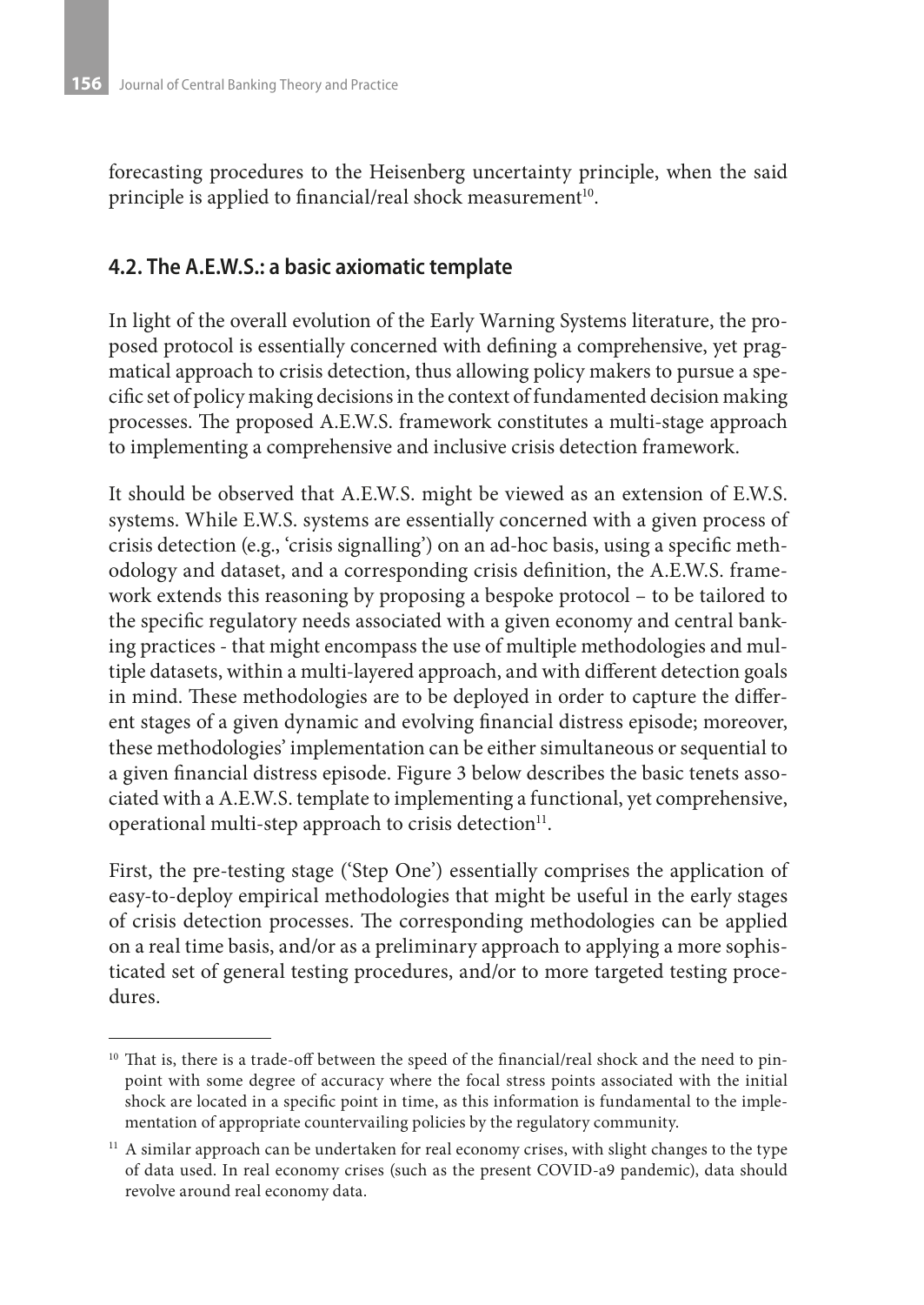forecasting procedures to the Heisenberg uncertainty principle, when the said principle is applied to financial/real shock measurement[10].

## 4.2. The A.E.W.S.: a basic axiomatic template

In light of the overall evolution of the Early Warning Systems literature, the proposed protocol is essentially concerned with defining a comprehensive, yet pragmatical approach to crisis detection, thus allowing policy makers to pursue a specific set of policy making decisions in the context of fundamented decision making processes. The proposed A.E.W.S. framework constitutes a multi-stage approach to implementing a comprehensive and inclusive crisis detection framework.

It should be observed that A.E.W.S. might be viewed as an extension of E.W.S. systems. While E.W.S. systems are essentially concerned with a given process of crisis detection (e.g., 'crisis signalling') on an ad-hoc basis, using a specific methodology and dataset, and a corresponding crisis definition, the A.E.W.S. framework extends this reasoning by proposing a bespoke protocol – to be tailored to the specific regulatory needs associated with a given economy and central banking practices - that might encompass the use of multiple methodologies and multiple datasets, within a multi-layered approach, and with different detection goals in mind. These methodologies are to be deployed in order to capture the different stages of a given dynamic and evolving financial distress episode; moreover, these methodologies' implementation can be either simultaneous or sequential to a given financial distress episode. Figure 3 below describes the basic tenets associated with a A.E.W.S. template to implementing a functional, yet comprehensive, operational multi-step approach to crisis detection[11].

First, the pre-testing stage ('Step One') essentially comprises the application of easy-to-deploy empirical methodologies that might be useful in the early stages of crisis detection processes. The corresponding methodologies can be applied on a real time basis, and/or as a preliminary approach to applying a more sophisticated set of general testing procedures, and/or to more targeted testing procedures.

---

[10] That is, there is a trade-off between the speed of the financial/real shock and the need to pinpoint with some degree of accuracy where the focal stress points associated with the initial shock are located in a specific point in time, as this information is fundamental to the implementation of appropriate countervailing policies by the regulatory community.

[11] A similar approach can be undertaken for real economy crises, with slight changes to the type of data used. In real economy crises (such as the present COVID-a9 pandemic), data should revolve around real economy data.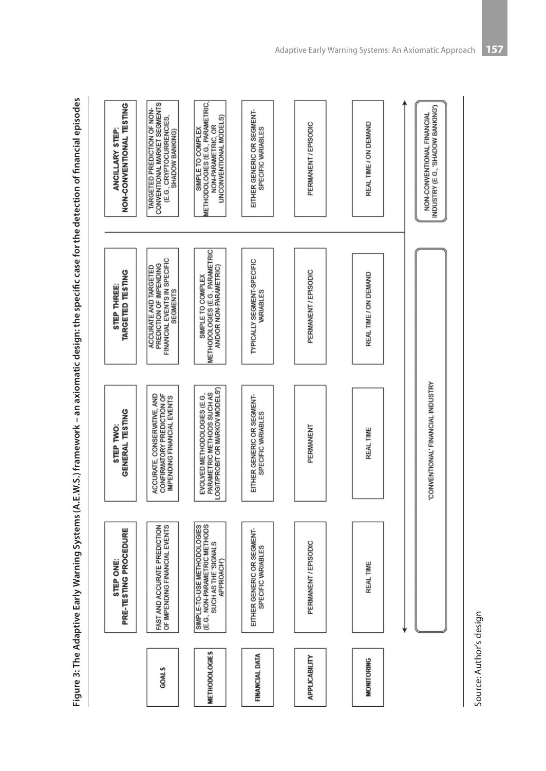Figure 3: The Adaptive Early Warning Systems (A.E.W.S.) framework – an axiomatic design: the specific case for the detection of financial episodes

| | STEP ONE: PRE-TESTING PROCEDURE | STEP TWO: GENERAL TESTING | STEP THREE: TARGETED TESTING | ANCILLARY STEP: NON-CONVENTIONAL TESTING |
|---|---|---|---|---|
| GOALS | FAST AND ACCURATE PREDICTION OF IMPENDING FINANCIAL EVENTS | ACCURATE, CONSERVATIVE, AND CONFIRMATORY PREDICTION OF IMPENDING FINANCIAL EVENTS | ACCURATE AND TARGETED PREDICTION OF IMPENDING FINANCIAL EVENTS IN SPECIFIC SEGMENTS | TARGETED PREDICTION OF NON-CONVENTIONAL MARKET SEGMENTS (E.G., CRYPTOCURRENCIES, SHADOW BANKING) |
| METHODOLOGIES | SIMPLE-TO-USE METHODOLOGIES (E.G., NON-PARAMETRIC METHODS SUCH AS THE 'SIGNALS APPROACH') | EVOLVED METHODOLOGIES (E.G., PARAMETRIC METHODS SUCH AS LOGIT/PROBIT OR MARKOV MODELS') | SIMPLE TO COMPLEX METHODOLOGIES (E.G., PARAMETRIC AND/OR NON-PARAMETRIC) | SIMPLE TO COMPLEX METHODOLOGIES (E.G., PARAMETRIC, NON-PARAMETRIC, OR UNCONVENTIONAL MODELS) |
| FINANCIAL DATA | EITHER GENERIC OR SEGMENT-SPECIFIC VARIABLES | EITHER GENERIC OR SEGMENT-SPECIFIC VARIABLES | TYPICALLY SEGMENT-SPECIFIC VARIABLES | EITHER GENERIC OR SEGMENT-SPECIFIC VARIABLES |
| APPLICABILITY | PERMANENT / EPISODIC | PERMANENT | PERMANENT / EPISODIC | PERMANENT / EPISODIC |
| MONITORING | REAL TIME | REAL TIME | REAL TIME / ON DEMAND | REAL TIME / ON DEMAND |
| | 'CONVENTIONAL' FINANCIAL INDUSTRY | | | NON-CONVENTIONAL FINANCIAL INDUSTRY (E.G., 'SHADOW BANKING') |

Source: Author's design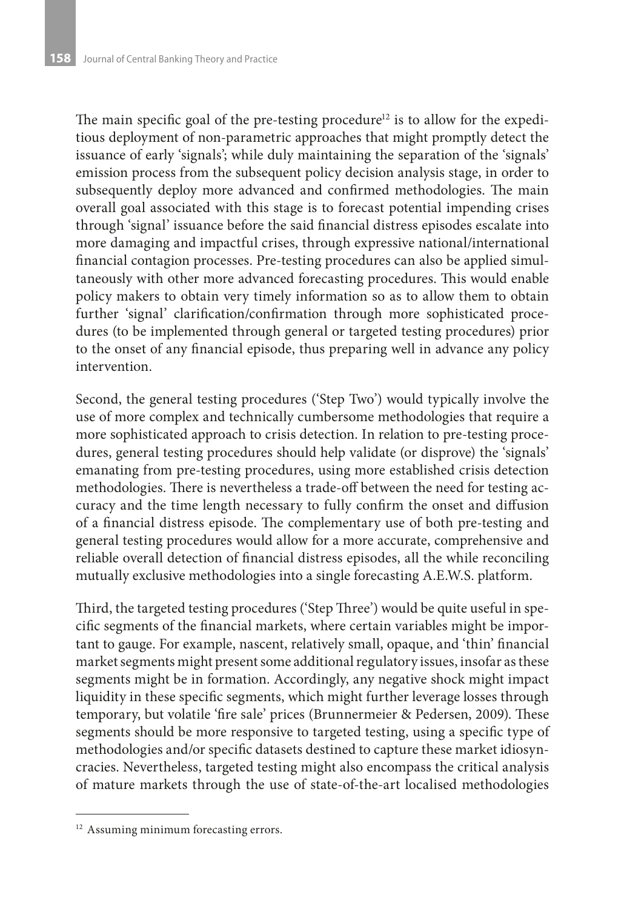The main specific goal of the pre-testing procedure[12] is to allow for the expeditious deployment of non-parametric approaches that might promptly detect the issuance of early 'signals'; while duly maintaining the separation of the 'signals' emission process from the subsequent policy decision analysis stage, in order to subsequently deploy more advanced and confirmed methodologies. The main overall goal associated with this stage is to forecast potential impending crises through 'signal' issuance before the said financial distress episodes escalate into more damaging and impactful crises, through expressive national/international financial contagion processes. Pre-testing procedures can also be applied simultaneously with other more advanced forecasting procedures. This would enable policy makers to obtain very timely information so as to allow them to obtain further 'signal' clarification/confirmation through more sophisticated procedures (to be implemented through general or targeted testing procedures) prior to the onset of any financial episode, thus preparing well in advance any policy intervention.

Second, the general testing procedures ('Step Two') would typically involve the use of more complex and technically cumbersome methodologies that require a more sophisticated approach to crisis detection. In relation to pre-testing procedures, general testing procedures should help validate (or disprove) the 'signals' emanating from pre-testing procedures, using more established crisis detection methodologies. There is nevertheless a trade-off between the need for testing accuracy and the time length necessary to fully confirm the onset and diffusion of a financial distress episode. The complementary use of both pre-testing and general testing procedures would allow for a more accurate, comprehensive and reliable overall detection of financial distress episodes, all the while reconciling mutually exclusive methodologies into a single forecasting A.E.W.S. platform.

Third, the targeted testing procedures ('Step Three') would be quite useful in specific segments of the financial markets, where certain variables might be important to gauge. For example, nascent, relatively small, opaque, and 'thin' financial market segments might present some additional regulatory issues, insofar as these segments might be in formation. Accordingly, any negative shock might impact liquidity in these specific segments, which might further leverage losses through temporary, but volatile 'fire sale' prices (Brunnermeier & Pedersen, 2009). These segments should be more responsive to targeted testing, using a specific type of methodologies and/or specific datasets destined to capture these market idiosyncracies. Nevertheless, targeted testing might also encompass the critical analysis of mature markets through the use of state-of-the-art localised methodologies

[12] Assuming minimum forecasting errors.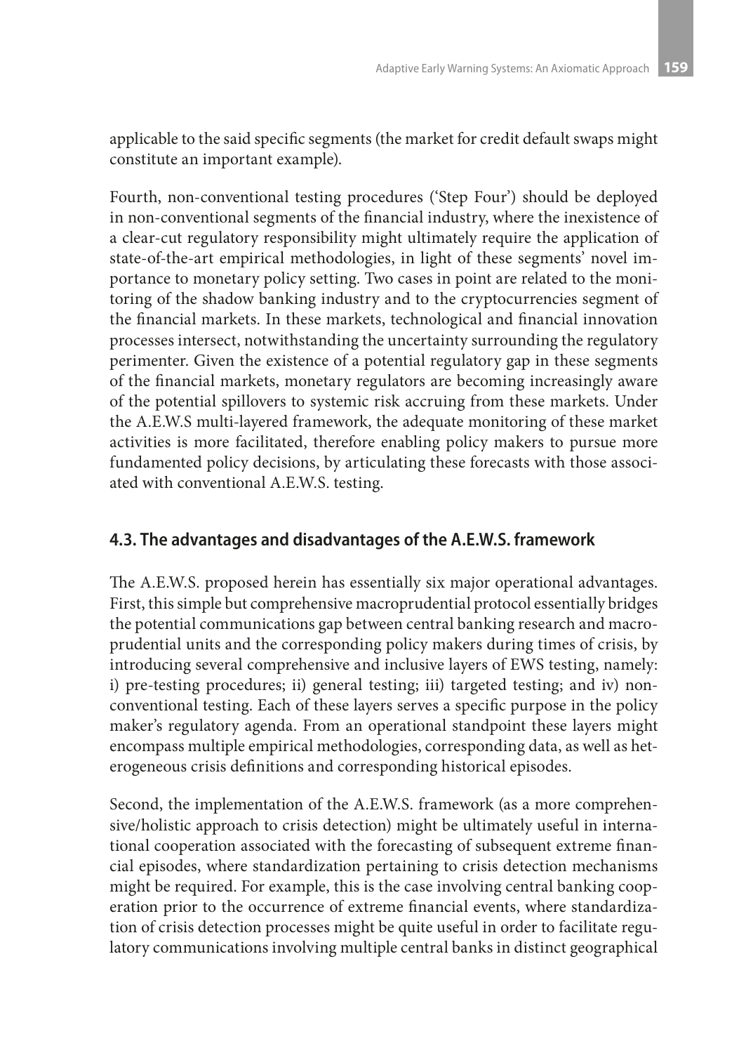applicable to the said specific segments (the market for credit default swaps might constitute an important example).

Fourth, non-conventional testing procedures ('Step Four') should be deployed in non-conventional segments of the financial industry, where the inexistence of a clear-cut regulatory responsibility might ultimately require the application of state-of-the-art empirical methodologies, in light of these segments' novel importance to monetary policy setting. Two cases in point are related to the monitoring of the shadow banking industry and to the cryptocurrencies segment of the financial markets. In these markets, technological and financial innovation processes intersect, notwithstanding the uncertainty surrounding the regulatory perimenter. Given the existence of a potential regulatory gap in these segments of the financial markets, monetary regulators are becoming increasingly aware of the potential spillovers to systemic risk accruing from these markets. Under the A.E.W.S multi-layered framework, the adequate monitoring of these market activities is more facilitated, therefore enabling policy makers to pursue more fundamented policy decisions, by articulating these forecasts with those associated with conventional A.E.W.S. testing.

## 4.3. The advantages and disadvantages of the A.E.W.S. framework

The A.E.W.S. proposed herein has essentially six major operational advantages. First, this simple but comprehensive macroprudential protocol essentially bridges the potential communications gap between central banking research and macroprudential units and the corresponding policy makers during times of crisis, by introducing several comprehensive and inclusive layers of EWS testing, namely: i) pre-testing procedures; ii) general testing; iii) targeted testing; and iv) non-conventional testing. Each of these layers serves a specific purpose in the policy maker's regulatory agenda. From an operational standpoint these layers might encompass multiple empirical methodologies, corresponding data, as well as heterogeneous crisis definitions and corresponding historical episodes.

Second, the implementation of the A.E.W.S. framework (as a more comprehensive/holistic approach to crisis detection) might be ultimately useful in international cooperation associated with the forecasting of subsequent extreme financial episodes, where standardization pertaining to crisis detection mechanisms might be required. For example, this is the case involving central banking cooperation prior to the occurrence of extreme financial events, where standardization of crisis detection processes might be quite useful in order to facilitate regulatory communications involving multiple central banks in distinct geographical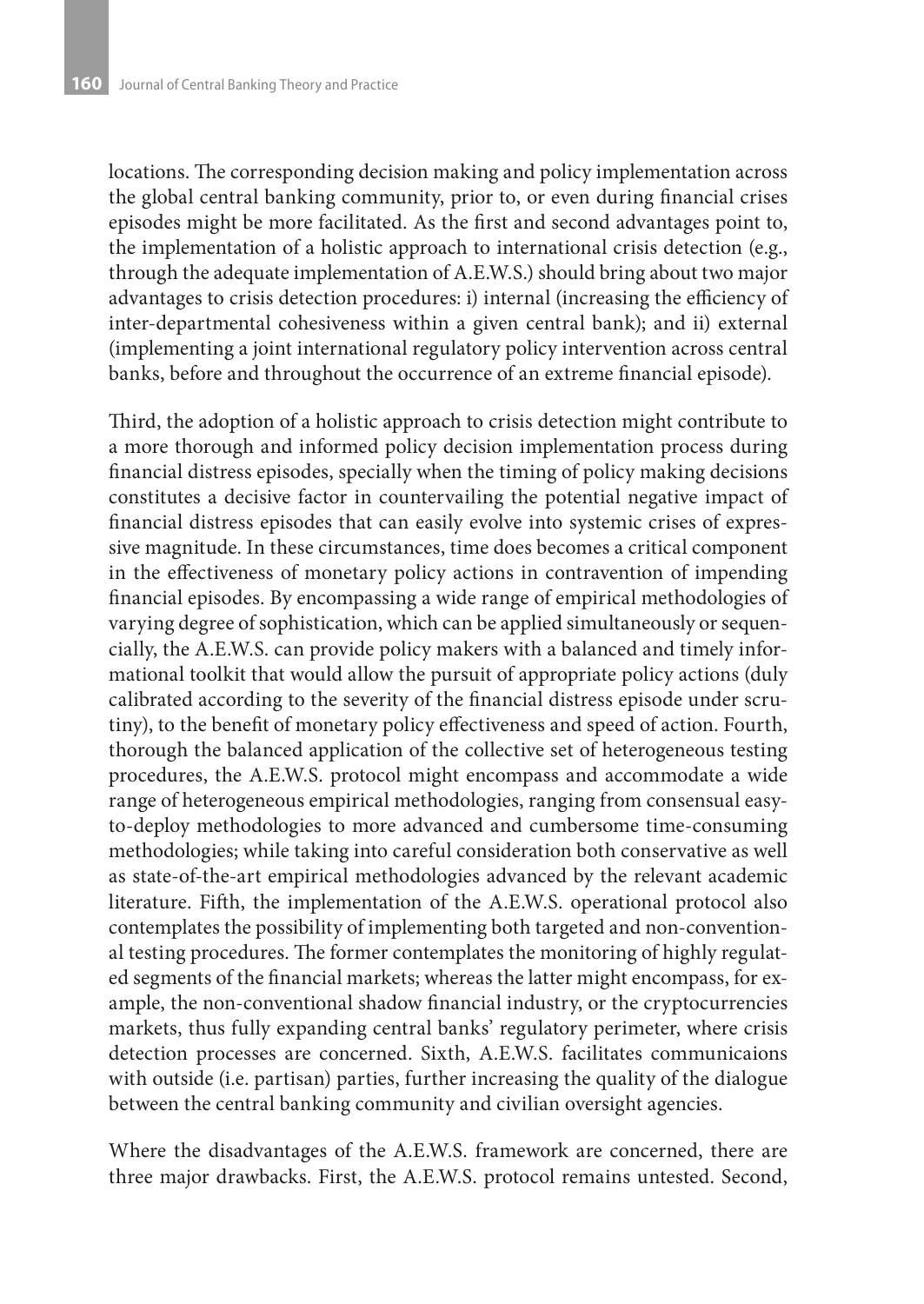locations. The corresponding decision making and policy implementation across the global central banking community, prior to, or even during financial crises episodes might be more facilitated. As the first and second advantages point to, the implementation of a holistic approach to international crisis detection (e.g., through the adequate implementation of A.E.W.S.) should bring about two major advantages to crisis detection procedures: i) internal (increasing the efficiency of inter-departmental cohesiveness within a given central bank); and ii) external (implementing a joint international regulatory policy intervention across central banks, before and throughout the occurrence of an extreme financial episode).

Third, the adoption of a holistic approach to crisis detection might contribute to a more thorough and informed policy decision implementation process during financial distress episodes, specially when the timing of policy making decisions constitutes a decisive factor in countervailing the potential negative impact of financial distress episodes that can easily evolve into systemic crises of expressive magnitude. In these circumstances, time does becomes a critical component in the effectiveness of monetary policy actions in contravention of impending financial episodes. By encompassing a wide range of empirical methodologies of varying degree of sophistication, which can be applied simultaneously or sequencially, the A.E.W.S. can provide policy makers with a balanced and timely informational toolkit that would allow the pursuit of appropriate policy actions (duly calibrated according to the severity of the financial distress episode under scrutiny), to the benefit of monetary policy effectiveness and speed of action. Fourth, thorough the balanced application of the collective set of heterogeneous testing procedures, the A.E.W.S. protocol might encompass and accommodate a wide range of heterogeneous empirical methodologies, ranging from consensual easy-to-deploy methodologies to more advanced and cumbersome time-consuming methodologies; while taking into careful consideration both conservative as well as state-of-the-art empirical methodologies advanced by the relevant academic literature. Fifth, the implementation of the A.E.W.S. operational protocol also contemplates the possibility of implementing both targeted and non-conventional testing procedures. The former contemplates the monitoring of highly regulated segments of the financial markets; whereas the latter might encompass, for example, the non-conventional shadow financial industry, or the cryptocurrencies markets, thus fully expanding central banks' regulatory perimeter, where crisis detection processes are concerned. Sixth, A.E.W.S. facilitates communicaions with outside (i.e. partisan) parties, further increasing the quality of the dialogue between the central banking community and civilian oversight agencies.

Where the disadvantages of the A.E.W.S. framework are concerned, there are three major drawbacks. First, the A.E.W.S. protocol remains untested. Second,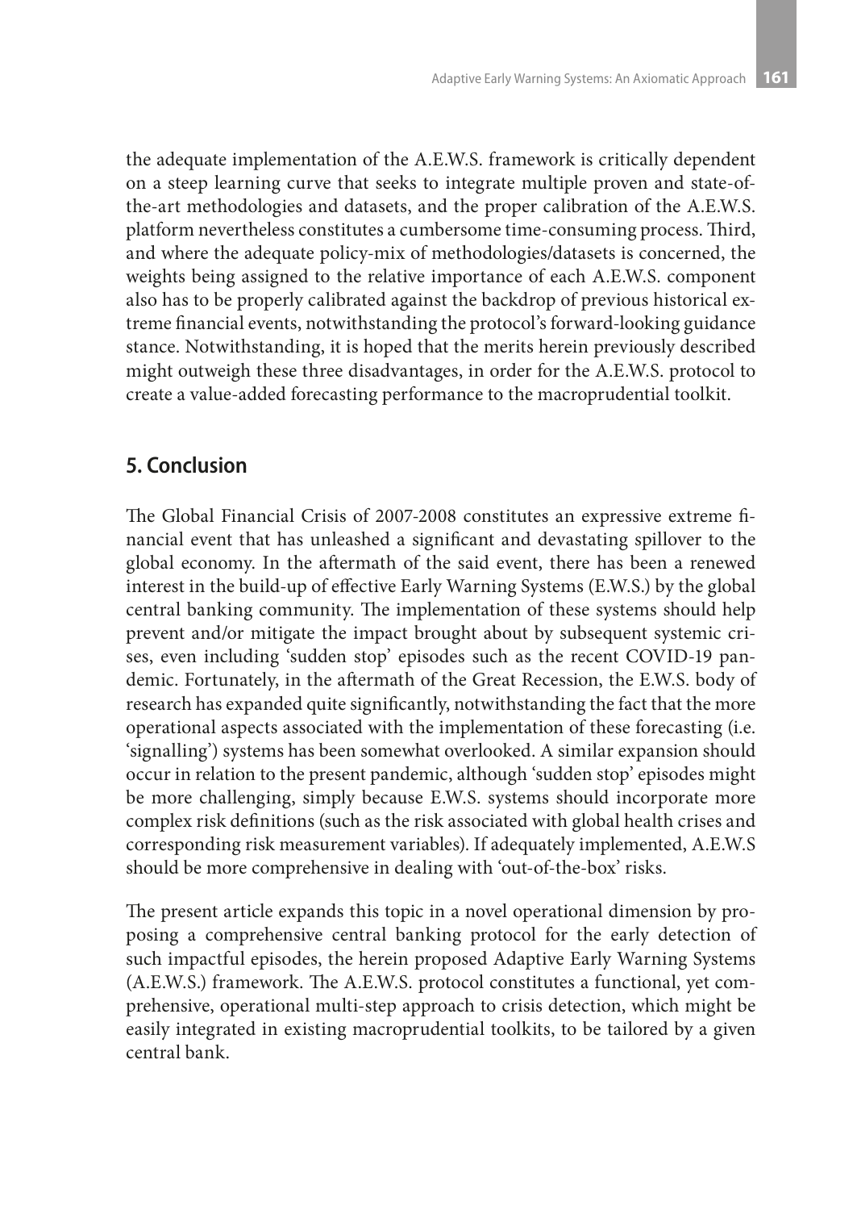the adequate implementation of the A.E.W.S. framework is critically dependent on a steep learning curve that seeks to integrate multiple proven and state-of-the-art methodologies and datasets, and the proper calibration of the A.E.W.S. platform nevertheless constitutes a cumbersome time-consuming process. Third, and where the adequate policy-mix of methodologies/datasets is concerned, the weights being assigned to the relative importance of each A.E.W.S. component also has to be properly calibrated against the backdrop of previous historical extreme financial events, notwithstanding the protocol's forward-looking guidance stance. Notwithstanding, it is hoped that the merits herein previously described might outweigh these three disadvantages, in order for the A.E.W.S. protocol to create a value-added forecasting performance to the macroprudential toolkit.

## 5. Conclusion

The Global Financial Crisis of 2007-2008 constitutes an expressive extreme financial event that has unleashed a significant and devastating spillover to the global economy. In the aftermath of the said event, there has been a renewed interest in the build-up of effective Early Warning Systems (E.W.S.) by the global central banking community. The implementation of these systems should help prevent and/or mitigate the impact brought about by subsequent systemic crises, even including 'sudden stop' episodes such as the recent COVID-19 pandemic. Fortunately, in the aftermath of the Great Recession, the E.W.S. body of research has expanded quite significantly, notwithstanding the fact that the more operational aspects associated with the implementation of these forecasting (i.e. 'signalling') systems has been somewhat overlooked. A similar expansion should occur in relation to the present pandemic, although 'sudden stop' episodes might be more challenging, simply because E.W.S. systems should incorporate more complex risk definitions (such as the risk associated with global health crises and corresponding risk measurement variables). If adequately implemented, A.E.W.S should be more comprehensive in dealing with 'out-of-the-box' risks.

The present article expands this topic in a novel operational dimension by proposing a comprehensive central banking protocol for the early detection of such impactful episodes, the herein proposed Adaptive Early Warning Systems (A.E.W.S.) framework. The A.E.W.S. protocol constitutes a functional, yet comprehensive, operational multi-step approach to crisis detection, which might be easily integrated in existing macroprudential toolkits, to be tailored by a given central bank.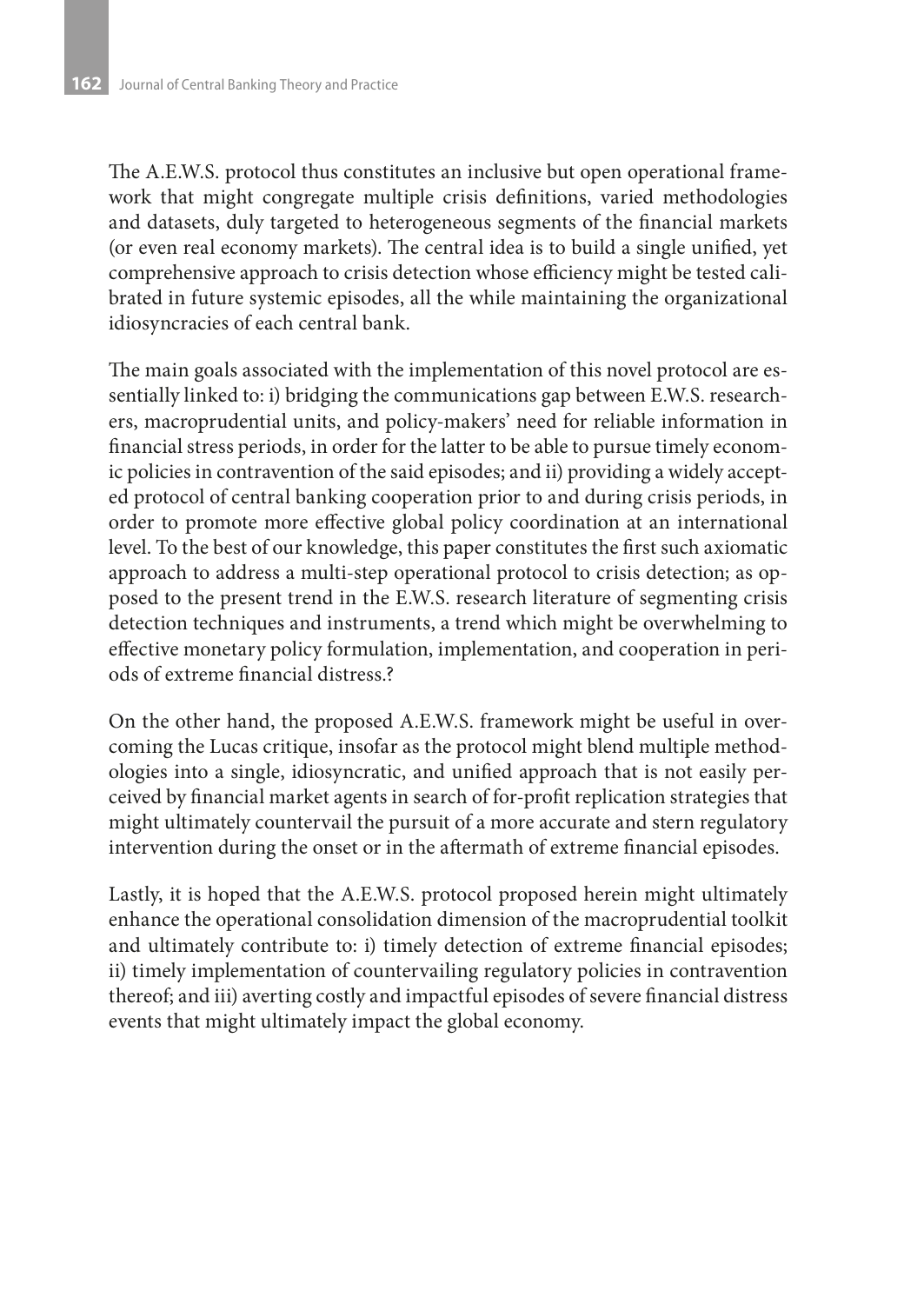The A.E.W.S. protocol thus constitutes an inclusive but open operational framework that might congregate multiple crisis definitions, varied methodologies and datasets, duly targeted to heterogeneous segments of the financial markets (or even real economy markets). The central idea is to build a single unified, yet comprehensive approach to crisis detection whose efficiency might be tested calibrated in future systemic episodes, all the while maintaining the organizational idiosyncracies of each central bank.

The main goals associated with the implementation of this novel protocol are essentially linked to: i) bridging the communications gap between E.W.S. researchers, macroprudential units, and policy-makers' need for reliable information in financial stress periods, in order for the latter to be able to pursue timely economic policies in contravention of the said episodes; and ii) providing a widely accepted protocol of central banking cooperation prior to and during crisis periods, in order to promote more effective global policy coordination at an international level. To the best of our knowledge, this paper constitutes the first such axiomatic approach to address a multi-step operational protocol to crisis detection; as opposed to the present trend in the E.W.S. research literature of segmenting crisis detection techniques and instruments, a trend which might be overwhelming to effective monetary policy formulation, implementation, and cooperation in periods of extreme financial distress.?

On the other hand, the proposed A.E.W.S. framework might be useful in overcoming the Lucas critique, insofar as the protocol might blend multiple methodologies into a single, idiosyncratic, and unified approach that is not easily perceived by financial market agents in search of for-profit replication strategies that might ultimately countervail the pursuit of a more accurate and stern regulatory intervention during the onset or in the aftermath of extreme financial episodes.

Lastly, it is hoped that the A.E.W.S. protocol proposed herein might ultimately enhance the operational consolidation dimension of the macroprudential toolkit and ultimately contribute to: i) timely detection of extreme financial episodes; ii) timely implementation of countervailing regulatory policies in contravention thereof; and iii) averting costly and impactful episodes of severe financial distress events that might ultimately impact the global economy.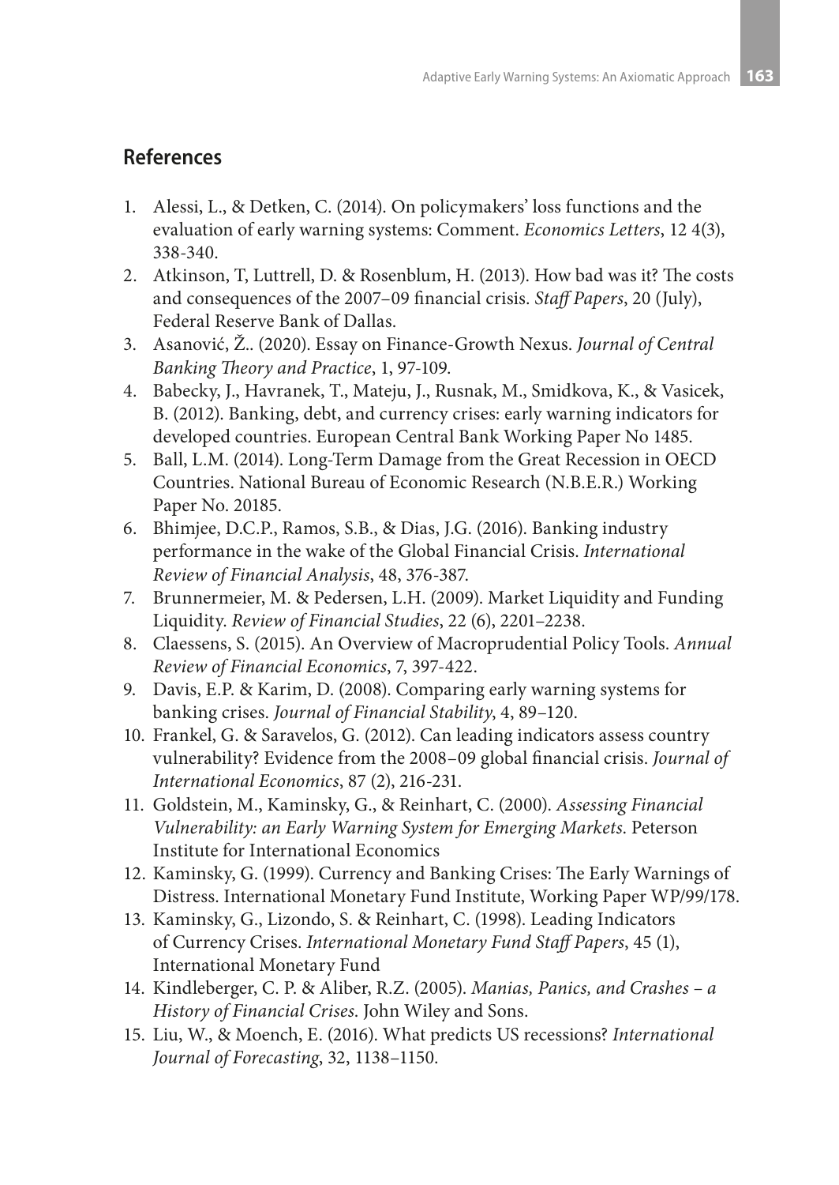## References

1. Alessi, L., & Detken, C. (2014). On policymakers' loss functions and the evaluation of early warning systems: Comment. *Economics Letters*, 12 4(3), 338-340.
2. Atkinson, T, Luttrell, D. & Rosenblum, H. (2013). How bad was it? The costs and consequences of the 2007–09 financial crisis. *Staff Papers*, 20 (July), Federal Reserve Bank of Dallas.
3. Asanović, Ž.. (2020). Essay on Finance-Growth Nexus. *Journal of Central Banking Theory and Practice*, 1, 97-109.
4. Babecky, J., Havranek, T., Mateju, J., Rusnak, M., Smidkova, K., & Vasicek, B. (2012). Banking, debt, and currency crises: early warning indicators for developed countries. European Central Bank Working Paper No 1485.
5. Ball, L.M. (2014). Long-Term Damage from the Great Recession in OECD Countries. National Bureau of Economic Research (N.B.E.R.) Working Paper No. 20185.
6. Bhimjee, D.C.P., Ramos, S.B., & Dias, J.G. (2016). Banking industry performance in the wake of the Global Financial Crisis. *International Review of Financial Analysis*, 48, 376-387.
7. Brunnermeier, M. & Pedersen, L.H. (2009). Market Liquidity and Funding Liquidity. *Review of Financial Studies*, 22 (6), 2201–2238.
8. Claessens, S. (2015). An Overview of Macroprudential Policy Tools. *Annual Review of Financial Economics*, 7, 397-422.
9. Davis, E.P. & Karim, D. (2008). Comparing early warning systems for banking crises. *Journal of Financial Stability*, 4, 89–120.
10. Frankel, G. & Saravelos, G. (2012). Can leading indicators assess country vulnerability? Evidence from the 2008–09 global financial crisis. *Journal of International Economics*, 87 (2), 216-231.
11. Goldstein, M., Kaminsky, G., & Reinhart, C. (2000). *Assessing Financial Vulnerability: an Early Warning System for Emerging Markets*. Peterson Institute for International Economics
12. Kaminsky, G. (1999). Currency and Banking Crises: The Early Warnings of Distress. International Monetary Fund Institute, Working Paper WP/99/178.
13. Kaminsky, G., Lizondo, S. & Reinhart, C. (1998). Leading Indicators of Currency Crises. *International Monetary Fund Staff Papers*, 45 (1), International Monetary Fund
14. Kindleberger, C. P. & Aliber, R.Z. (2005). *Manias, Panics, and Crashes – a History of Financial Crises*. John Wiley and Sons.
15. Liu, W., & Moench, E. (2016). What predicts US recessions? *International Journal of Forecasting*, 32, 1138–1150.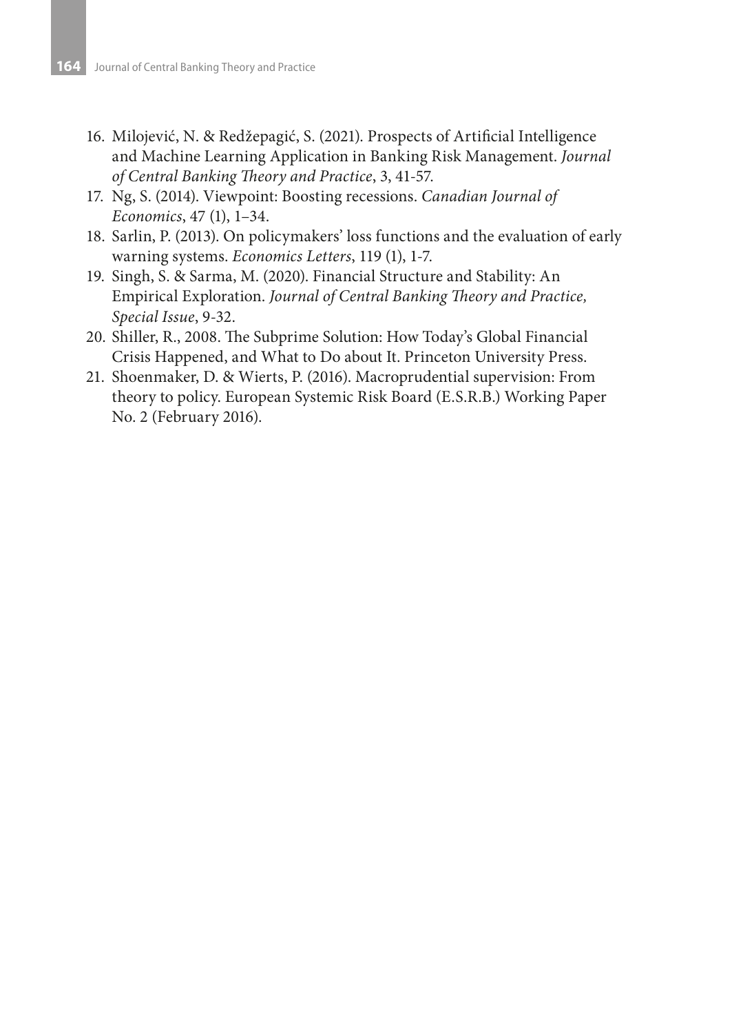16. Milojević, N. & Redžepagić, S. (2021). Prospects of Artificial Intelligence and Machine Learning Application in Banking Risk Management. *Journal of Central Banking Theory and Practice*, 3, 41-57.
17. Ng, S. (2014). Viewpoint: Boosting recessions. *Canadian Journal of Economics*, 47 (1), 1–34.
18. Sarlin, P. (2013). On policymakers' loss functions and the evaluation of early warning systems. *Economics Letters*, 119 (1), 1-7.
19. Singh, S. & Sarma, M. (2020). Financial Structure and Stability: An Empirical Exploration. *Journal of Central Banking Theory and Practice, Special Issue*, 9-32.
20. Shiller, R., 2008. The Subprime Solution: How Today's Global Financial Crisis Happened, and What to Do about It. Princeton University Press.
21. Shoenmaker, D. & Wierts, P. (2016). Macroprudential supervision: From theory to policy. European Systemic Risk Board (E.S.R.B.) Working Paper No. 2 (February 2016).